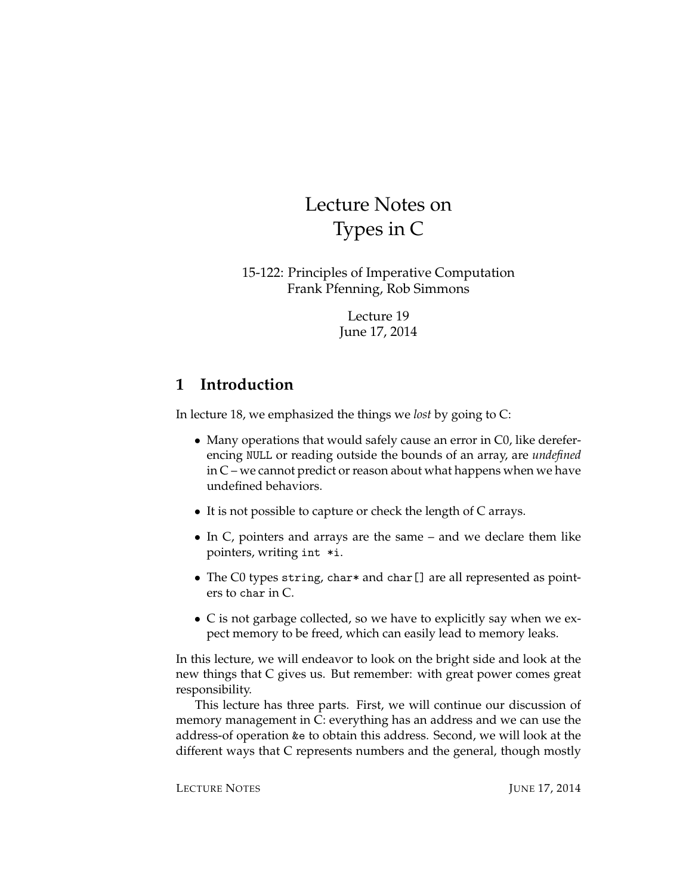# Lecture Notes on Types in C

15-122: Principles of Imperative Computation
Frank Pfenning, Rob Simmons

Lecture 19
June 17, 2014

## 1 Introduction

In lecture 18, we emphasized the things we *lost* by going to C:

- Many operations that would safely cause an error in C0, like dereferencing `NULL` or reading outside the bounds of an array, are *undefined* in C – we cannot predict or reason about what happens when we have undefined behaviors.
- It is not possible to capture or check the length of C arrays.
- In C, pointers and arrays are the same – and we declare them like pointers, writing `int *i`.
- The C0 types `string`, `char*` and `char[]` are all represented as pointers to `char` in C.
- C is not garbage collected, so we have to explicitly say when we expect memory to be freed, which can easily lead to memory leaks.

In this lecture, we will endeavor to look on the bright side and look at the new things that C gives us. But remember: with great power comes great responsibility.

This lecture has three parts. First, we will continue our discussion of memory management in C: everything has an address and we can use the address-of operation `&e` to obtain this address. Second, we will look at the different ways that C represents numbers and the general, though mostly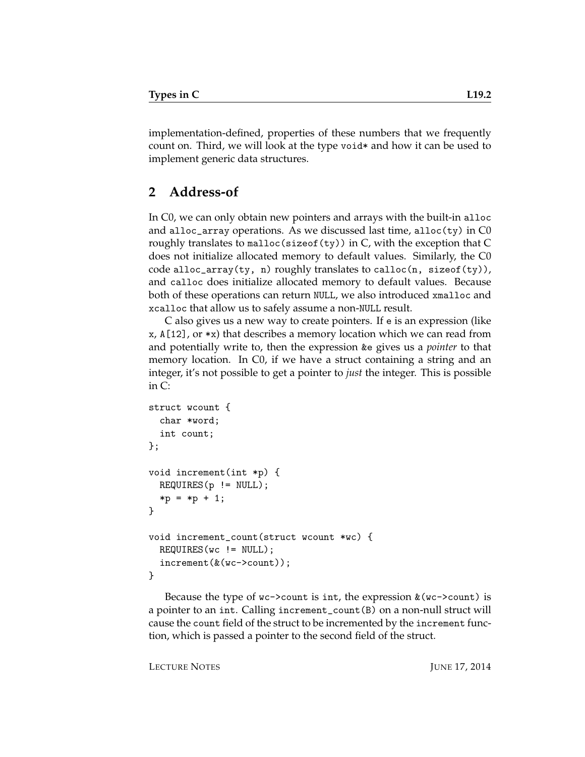implementation-defined, properties of these numbers that we frequently count on. Third, we will look at the type `void*` and how it can be used to implement generic data structures.

## 2 Address-of

In C0, we can only obtain new pointers and arrays with the built-in `alloc` and `alloc_array` operations. As we discussed last time, `alloc(ty)` in C0 roughly translates to `malloc(sizeof(ty))` in C, with the exception that C does not initialize allocated memory to default values. Similarly, the C0 code `alloc_array(ty, n)` roughly translates to `calloc(n, sizeof(ty))`, and `calloc` does initialize allocated memory to default values. Because both of these operations can return `NULL`, we also introduced `xmalloc` and `xcalloc` that allow us to safely assume a non-`NULL` result.

C also gives us a new way to create pointers. If `e` is an expression (like `x`, `A[12]`, or `*x`) that describes a memory location which we can read from and potentially write to, then the expression `&e` gives us a *pointer* to that memory location. In C0, if we have a struct containing a string and an integer, it's not possible to get a pointer to *just* the integer. This is possible in C:

```
struct wcount {
  char *word;
  int count;
};

void increment(int *p) {
  REQUIRES(p != NULL);
  *p = *p + 1;
}

void increment_count(struct wcount *wc) {
  REQUIRES(wc != NULL);
  increment(&(wc->count));
}
```

Because the type of `wc->count` is `int`, the expression `&(wc->count)` is a pointer to an `int`. Calling `increment_count(B)` on a non-null struct will cause the `count` field of the struct to be incremented by the `increment` function, which is passed a pointer to the second field of the struct.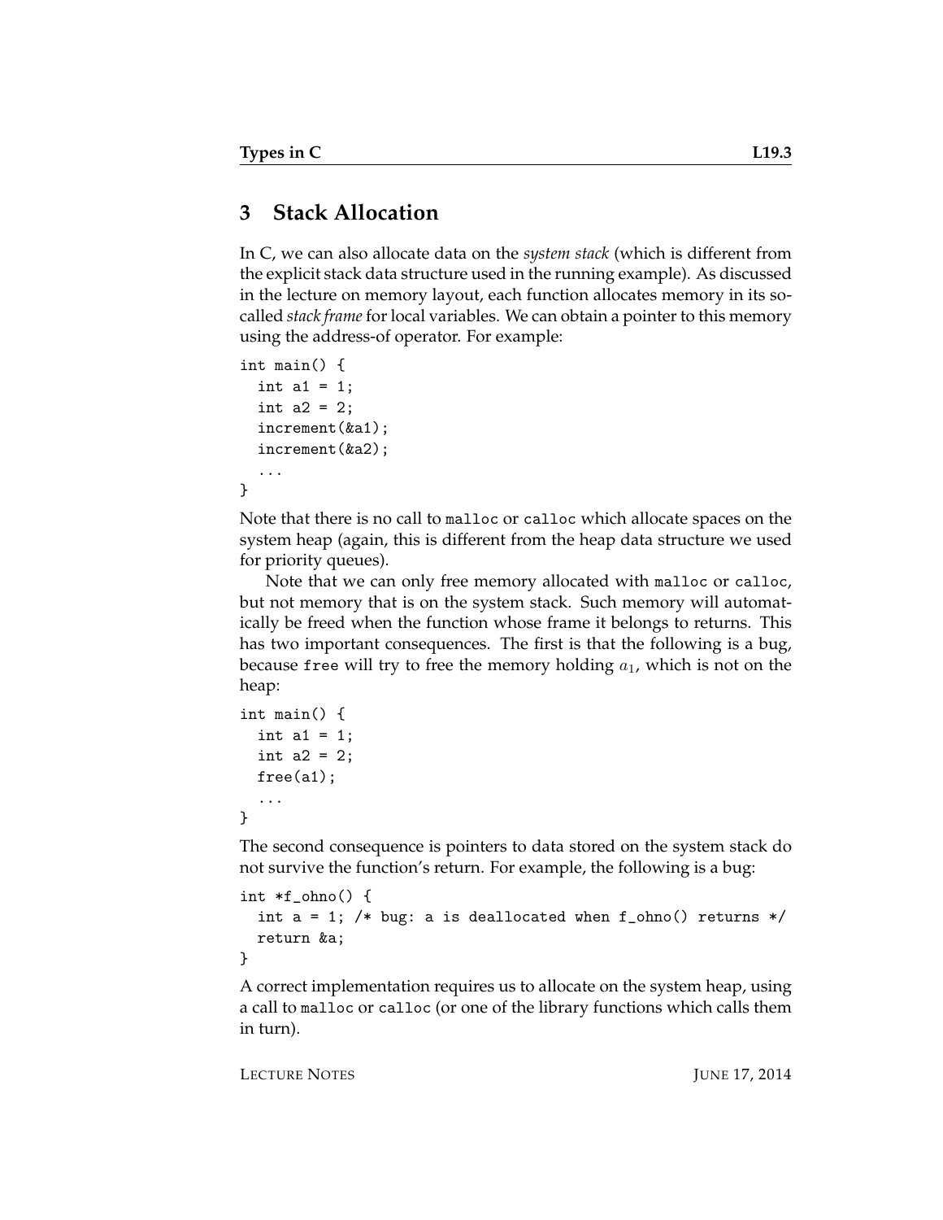## 3 Stack Allocation

In C, we can also allocate data on the *system stack* (which is different from the explicit stack data structure used in the running example). As discussed in the lecture on memory layout, each function allocates memory in its so-called *stack frame* for local variables. We can obtain a pointer to this memory using the address-of operator. For example:

```
int main() {
  int a1 = 1;
  int a2 = 2;
  increment(&a1);
  increment(&a2);
  ...
}
```

Note that there is no call to `malloc` or `calloc` which allocate spaces on the system heap (again, this is different from the heap data structure we used for priority queues).

Note that we can only free memory allocated with `malloc` or `calloc`, but not memory that is on the system stack. Such memory will automatically be freed when the function whose frame it belongs to returns. This has two important consequences. The first is that the following is a bug, because `free` will try to free the memory holding $a_1$, which is not on the heap:

```
int main() {
  int a1 = 1;
  int a2 = 2;
  free(a1);
  ...
}
```

The second consequence is pointers to data stored on the system stack do not survive the function's return. For example, the following is a bug:

```
int *f_ohno() {
  int a = 1; /* bug: a is deallocated when f_ohno() returns */
  return &a;
}
```

A correct implementation requires us to allocate on the system heap, using a call to `malloc` or `calloc` (or one of the library functions which calls them in turn).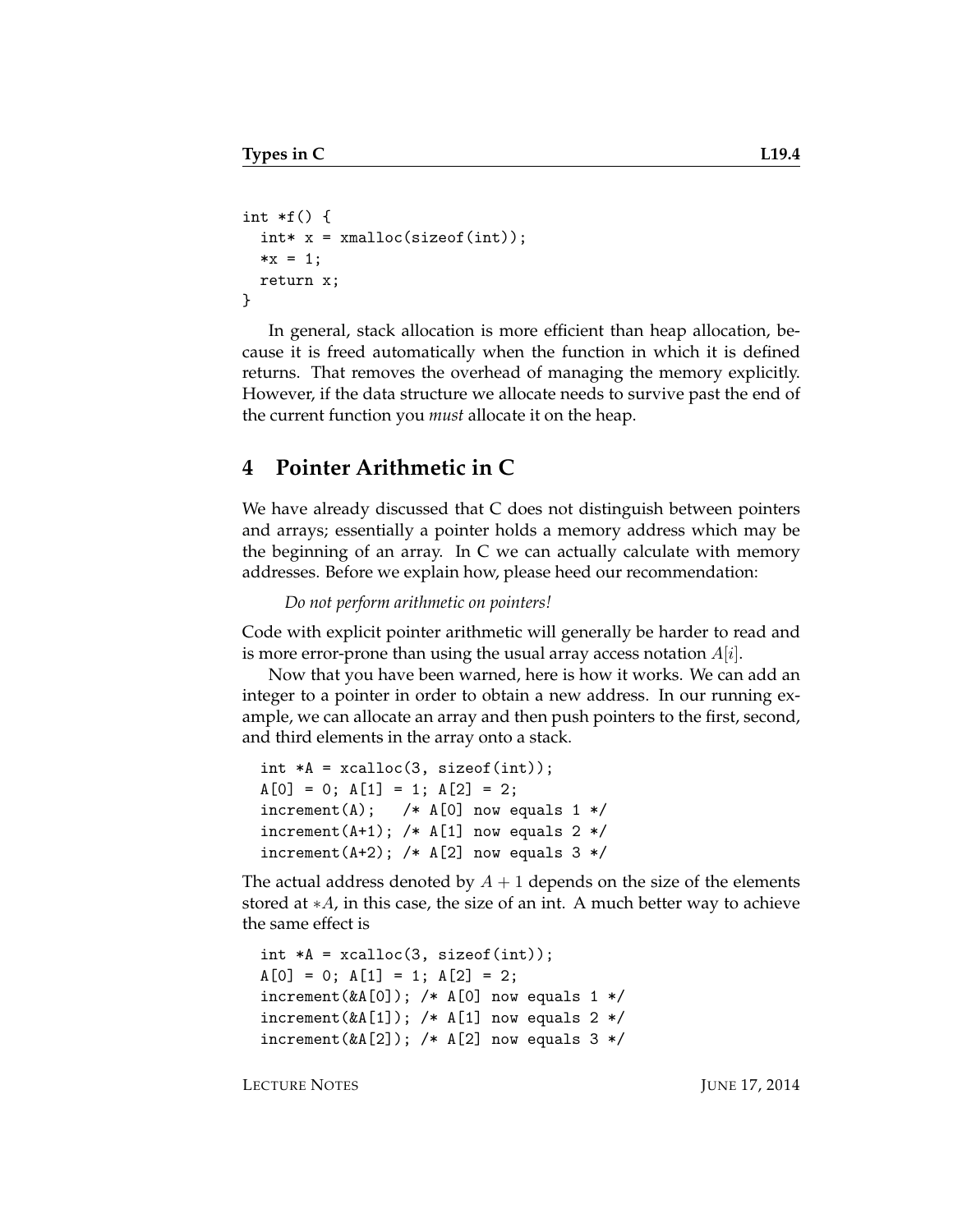```
int *f() {
  int* x = xmalloc(sizeof(int));
  *x = 1;
  return x;
}
```

In general, stack allocation is more efficient than heap allocation, because it is freed automatically when the function in which it is defined returns. That removes the overhead of managing the memory explicitly. However, if the data structure we allocate needs to survive past the end of the current function you *must* allocate it on the heap.

## 4 Pointer Arithmetic in C

We have already discussed that C does not distinguish between pointers and arrays; essentially a pointer holds a memory address which may be the beginning of an array. In C we can actually calculate with memory addresses. Before we explain how, please heed our recommendation:

*Do not perform arithmetic on pointers!*

Code with explicit pointer arithmetic will generally be harder to read and is more error-prone than using the usual array access notation $A[i]$.

Now that you have been warned, here is how it works. We can add an integer to a pointer in order to obtain a new address. In our running example, we can allocate an array and then push pointers to the first, second, and third elements in the array onto a stack.

```
int *A = xcalloc(3, sizeof(int));
A[0] = 0; A[1] = 1; A[2] = 2;
increment(A);   /* A[0] now equals 1 */
increment(A+1); /* A[1] now equals 2 */
increment(A+2); /* A[2] now equals 3 */
```

The actual address denoted by $A + 1$ depends on the size of the elements stored at $*A$, in this case, the size of an int. A much better way to achieve the same effect is

```
int *A = xcalloc(3, sizeof(int));
A[0] = 0; A[1] = 1; A[2] = 2;
increment(&A[0]); /* A[0] now equals 1 */
increment(&A[1]); /* A[1] now equals 2 */
increment(&A[2]); /* A[2] now equals 3 */
```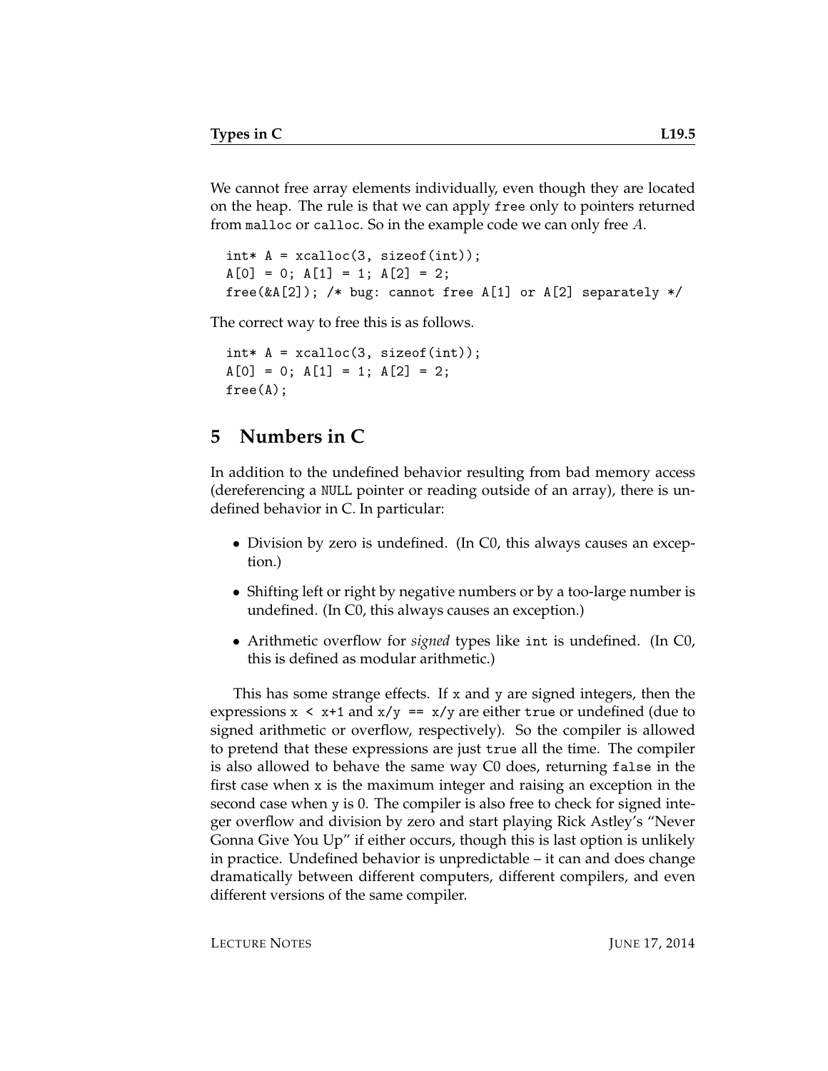We cannot free array elements individually, even though they are located on the heap. The rule is that we can apply `free` only to pointers returned from `malloc` or `calloc`. So in the example code we can only free $A$.

```
int* A = xcalloc(3, sizeof(int));
A[0] = 0; A[1] = 1; A[2] = 2;
free(&A[2]); /* bug: cannot free A[1] or A[2] separately */
```

The correct way to free this is as follows.

```
int* A = xcalloc(3, sizeof(int));
A[0] = 0; A[1] = 1; A[2] = 2;
free(A);
```

# 5 Numbers in C

In addition to the undefined behavior resulting from bad memory access (dereferencing a `NULL` pointer or reading outside of an array), there is undefined behavior in C. In particular:

- Division by zero is undefined. (In C0, this always causes an exception.)
- Shifting left or right by negative numbers or by a too-large number is undefined. (In C0, this always causes an exception.)
- Arithmetic overflow for *signed* types like `int` is undefined. (In C0, this is defined as modular arithmetic.)

This has some strange effects. If `x` and `y` are signed integers, then the expressions `x < x+1` and `x/y == x/y` are either `true` or undefined (due to signed arithmetic or overflow, respectively). So the compiler is allowed to pretend that these expressions are just `true` all the time. The compiler is also allowed to behave the same way C0 does, returning `false` in the first case when `x` is the maximum integer and raising an exception in the second case when `y` is 0. The compiler is also free to check for signed integer overflow and division by zero and start playing Rick Astley's "Never Gonna Give You Up" if either occurs, though this is last option is unlikely in practice. Undefined behavior is unpredictable – it can and does change dramatically between different computers, different compilers, and even different versions of the same compiler.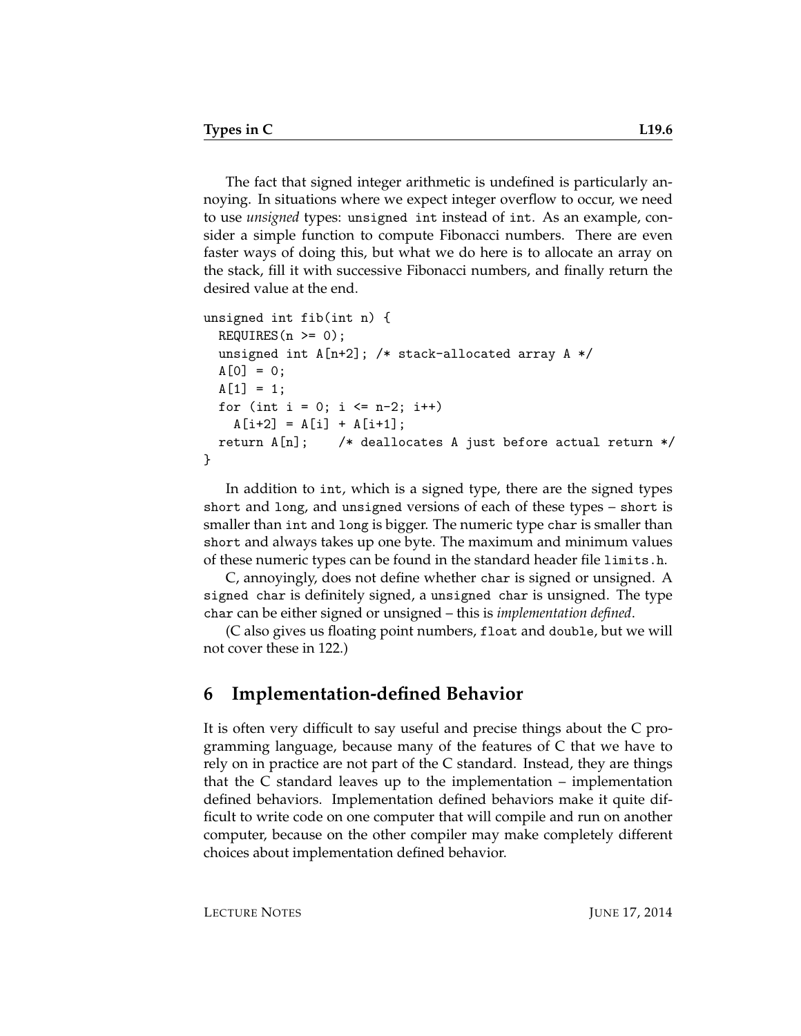The fact that signed integer arithmetic is undefined is particularly annoying. In situations where we expect integer overflow to occur, we need to use *unsigned* types: `unsigned int` instead of `int`. As an example, consider a simple function to compute Fibonacci numbers. There are even faster ways of doing this, but what we do here is to allocate an array on the stack, fill it with successive Fibonacci numbers, and finally return the desired value at the end.

```
unsigned int fib(int n) {
  REQUIRES(n >= 0);
  unsigned int A[n+2]; /* stack-allocated array A */
  A[0] = 0;
  A[1] = 1;
  for (int i = 0; i <= n-2; i++)
    A[i+2] = A[i] + A[i+1];
  return A[n];    /* deallocates A just before actual return */
}
```

In addition to `int`, which is a signed type, there are the signed types `short` and `long`, and `unsigned` versions of each of these types – `short` is smaller than `int` and `long` is bigger. The numeric type `char` is smaller than `short` and always takes up one byte. The maximum and minimum values of these numeric types can be found in the standard header file `limits.h`.

C, annoyingly, does not define whether `char` is signed or unsigned. A `signed char` is definitely signed, a `unsigned char` is unsigned. The type `char` can be either signed or unsigned – this is *implementation defined*.

(C also gives us floating point numbers, `float` and `double`, but we will not cover these in 122.)

## 6 Implementation-defined Behavior

It is often very difficult to say useful and precise things about the C programming language, because many of the features of C that we have to rely on in practice are not part of the C standard. Instead, they are things that the C standard leaves up to the implementation – implementation defined behaviors. Implementation defined behaviors make it quite difficult to write code on one computer that will compile and run on another computer, because on the other compiler may make completely different choices about implementation defined behavior.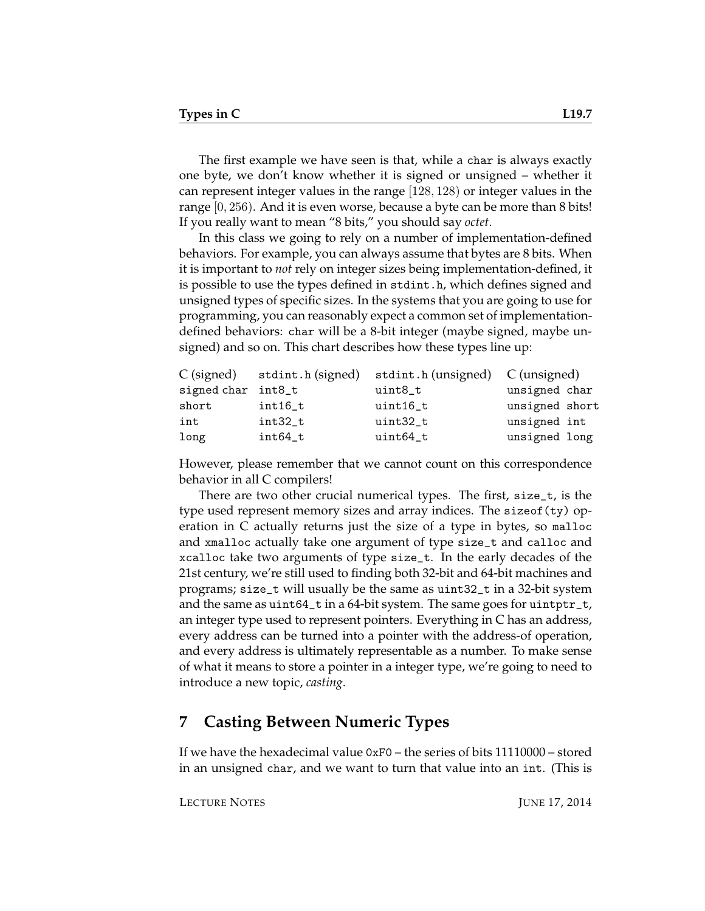The first example we have seen is that, while a `char` is always exactly one byte, we don't know whether it is signed or unsigned – whether it can represent integer values in the range $[128, 128)$ or integer values in the range $[0, 256)$. And it is even worse, because a byte can be more than 8 bits! If you really want to mean "8 bits," you should say *octet*.

In this class we going to rely on a number of implementation-defined behaviors. For example, you can always assume that bytes are 8 bits. When it is important to *not* rely on integer sizes being implementation-defined, it is possible to use the types defined in `stdint.h`, which defines signed and unsigned types of specific sizes. In the systems that you are going to use for programming, you can reasonably expect a common set of implementation-defined behaviors: `char` will be a 8-bit integer (maybe signed, maybe unsigned) and so on. This chart describes how these types line up:

| C (signed) | `stdint.h` (signed) | `stdint.h` (unsigned) | C (unsigned) |
|---|---|---|---|
| `signed char` | `int8_t` | `uint8_t` | `unsigned char` |
| `short` | `int16_t` | `uint16_t` | `unsigned short` |
| `int` | `int32_t` | `uint32_t` | `unsigned int` |
| `long` | `int64_t` | `uint64_t` | `unsigned long` |

However, please remember that we cannot count on this correspondence behavior in all C compilers!

There are two other crucial numerical types. The first, `size_t`, is the type used represent memory sizes and array indices. The `sizeof(ty)` operation in C actually returns just the size of a type in bytes, so `malloc` and `xmalloc` actually take one argument of type `size_t` and `calloc` and `xcalloc` take two arguments of type `size_t`. In the early decades of the 21st century, we're still used to finding both 32-bit and 64-bit machines and programs; `size_t` will usually be the same as `uint32_t` in a 32-bit system and the same as `uint64_t` in a 64-bit system. The same goes for `uintptr_t`, an integer type used to represent pointers. Everything in C has an address, every address can be turned into a pointer with the address-of operation, and every address is ultimately representable as a number. To make sense of what it means to store a pointer in a integer type, we're going to need to introduce a new topic, *casting*.

## 7 Casting Between Numeric Types

If we have the hexadecimal value `0xF0` – the series of bits 11110000 – stored in an unsigned `char`, and we want to turn that value into an `int`. (This is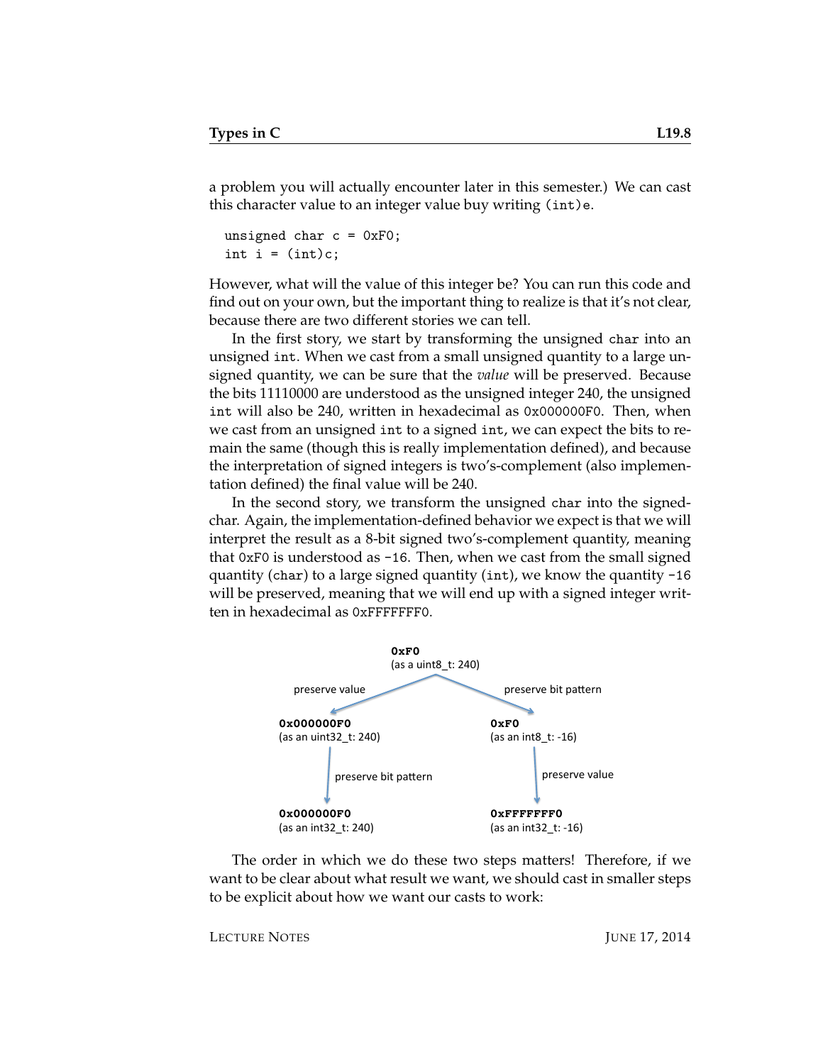a problem you will actually encounter later in this semester.) We can cast this character value to an integer value buy writing (int)e.

```
unsigned char c = 0xF0;
int i = (int)c;
```

However, what will the value of this integer be? You can run this code and find out on your own, but the important thing to realize is that it's not clear, because there are two different stories we can tell.

In the first story, we start by transforming the unsigned `char` into an unsigned `int`. When we cast from a small unsigned quantity to a large unsigned quantity, we can be sure that the *value* will be preserved. Because the bits 11110000 are understood as the unsigned integer 240, the unsigned `int` will also be 240, written in hexadecimal as `0x000000F0`. Then, when we cast from an unsigned `int` to a signed `int`, we can expect the bits to remain the same (though this is really implementation defined), and because the interpretation of signed integers is two's-complement (also implementation defined) the final value will be 240.

In the second story, we transform the unsigned `char` into the signed-char. Again, the implementation-defined behavior we expect is that we will interpret the result as a 8-bit signed two's-complement quantity, meaning that `0xF0` is understood as `-16`. Then, when we cast from the small signed quantity (`char`) to a large signed quantity (`int`), we know the quantity `-16` will be preserved, meaning that we will end up with a signed integer written in hexadecimal as `0xFFFFFFF0`.

**0xF0** (as a uint8_t: 240)

- preserve value → **0x000000F0** (as an uint32_t: 240) → preserve bit pattern → **0x000000F0** (as an int32_t: 240)
- preserve bit pattern → **0xF0** (as an int8_t: -16) → preserve value → **0xFFFFFFF0** (as an int32_t: -16)

The order in which we do these two steps matters! Therefore, if we want to be clear about what result we want, we should cast in smaller steps to be explicit about how we want our casts to work: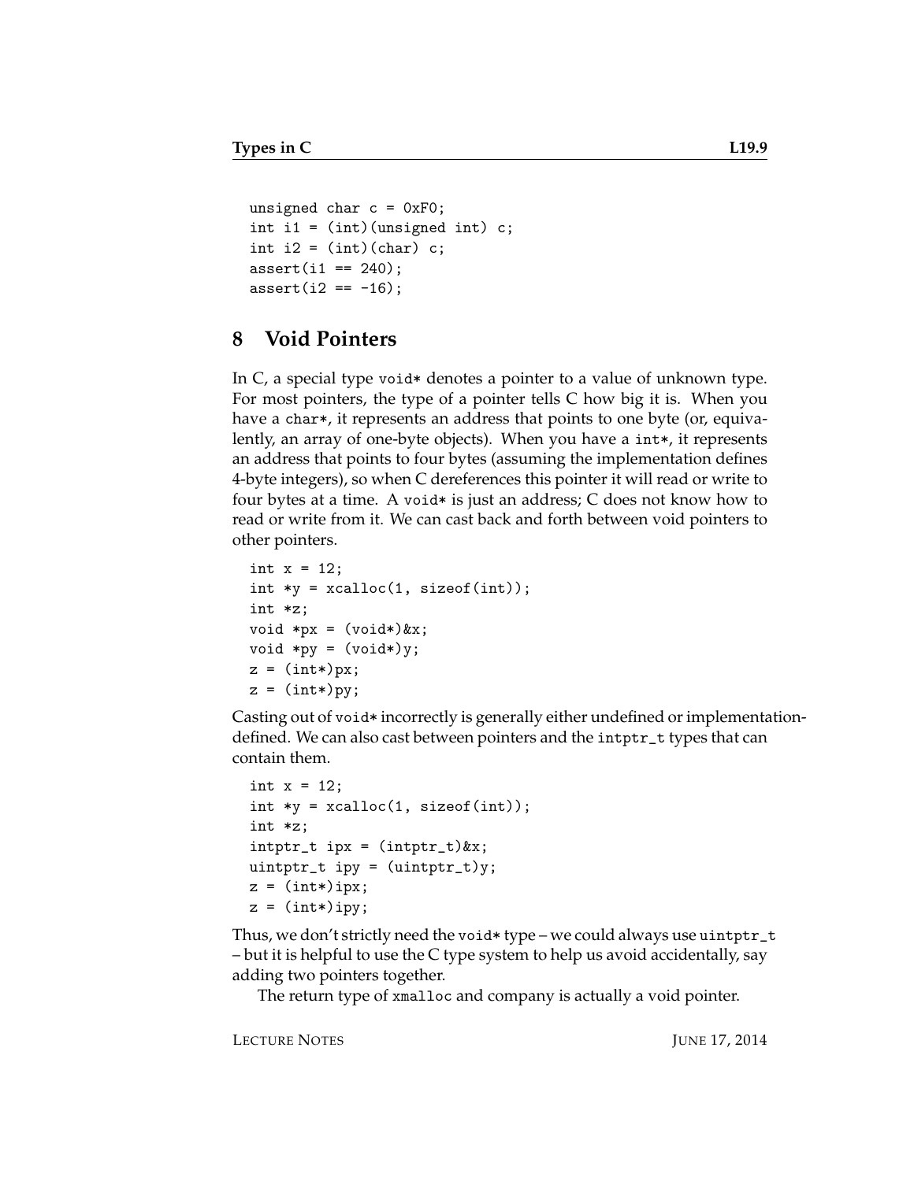```
unsigned char c = 0xF0;
int i1 = (int)(unsigned int) c;
int i2 = (int)(char) c;
assert(i1 == 240);
assert(i2 == -16);
```

## 8 Void Pointers

In C, a special type `void*` denotes a pointer to a value of unknown type. For most pointers, the type of a pointer tells C how big it is. When you have a `char*`, it represents an address that points to one byte (or, equivalently, an array of one-byte objects). When you have a `int*`, it represents an address that points to four bytes (assuming the implementation defines 4-byte integers), so when C dereferences this pointer it will read or write to four bytes at a time. A `void*` is just an address; C does not know how to read or write from it. We can cast back and forth between void pointers to other pointers.

```
int x = 12;
int *y = xcalloc(1, sizeof(int));
int *z;
void *px = (void*)&x;
void *py = (void*)y;
z = (int*)px;
z = (int*)py;
```

Casting out of `void*` incorrectly is generally either undefined or implementation-defined. We can also cast between pointers and the `intptr_t` types that can contain them.

```
int x = 12;
int *y = xcalloc(1, sizeof(int));
int *z;
intptr_t ipx = (intptr_t)&x;
uintptr_t ipy = (uintptr_t)y;
z = (int*)ipx;
z = (int*)ipy;
```

Thus, we don't strictly need the `void*` type – we could always use `uintptr_t` – but it is helpful to use the C type system to help us avoid accidentally, say adding two pointers together.

The return type of `xmalloc` and company is actually a void pointer.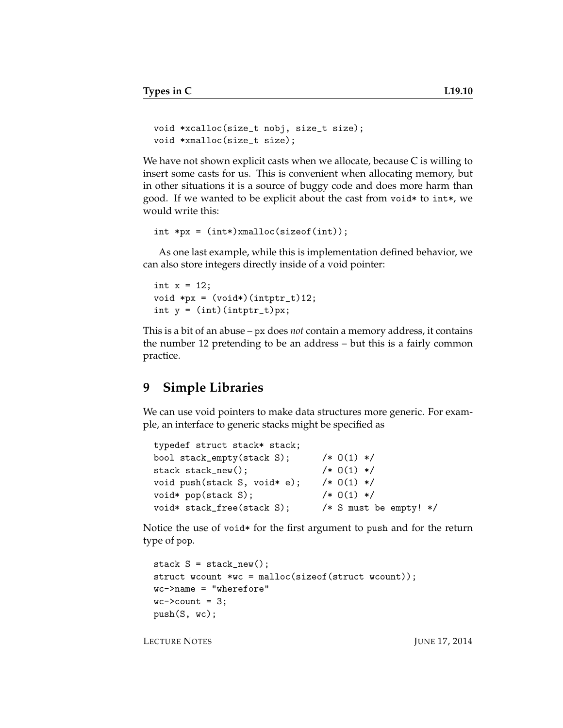```
void *xcalloc(size_t nobj, size_t size);
void *xmalloc(size_t size);
```

We have not shown explicit casts when we allocate, because C is willing to insert some casts for us. This is convenient when allocating memory, but in other situations it is a source of buggy code and does more harm than good. If we wanted to be explicit about the cast from `void*` to `int*`, we would write this:

```
int *px = (int*)xmalloc(sizeof(int));
```

As one last example, while this is implementation defined behavior, we can also store integers directly inside of a void pointer:

```
int x = 12;
void *px = (void*)(intptr_t)12;
int y = (int)(intptr_t)px;
```

This is a bit of an abuse – px does *not* contain a memory address, it contains the number 12 pretending to be an address – but this is a fairly common practice.

## 9 Simple Libraries

We can use void pointers to make data structures more generic. For example, an interface to generic stacks might be specified as

```
typedef struct stack* stack;
bool stack_empty(stack S);      /* O(1) */
stack stack_new();              /* O(1) */
void push(stack S, void* e);    /* O(1) */
void* pop(stack S);             /* O(1) */
void* stack_free(stack S);      /* S must be empty! */
```

Notice the use of `void*` for the first argument to `push` and for the return type of `pop`.

```
stack S = stack_new();
struct wcount *wc = malloc(sizeof(struct wcount));
wc->name = "wherefore"
wc->count = 3;
push(S, wc);
```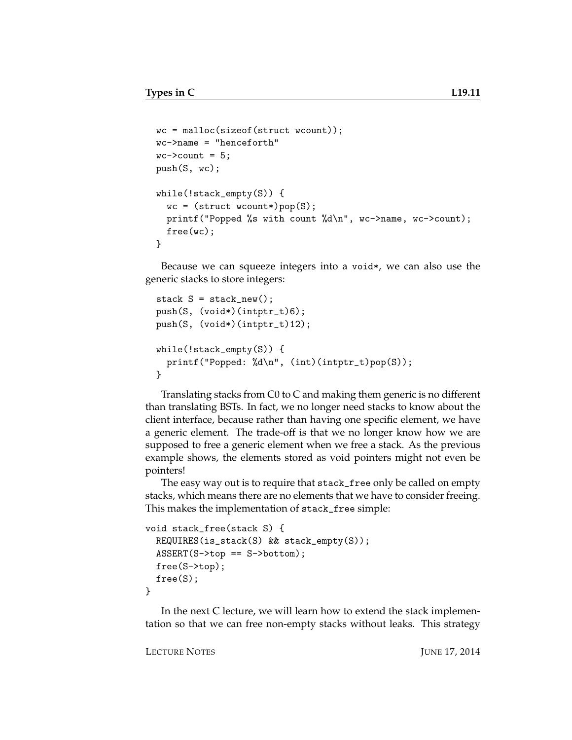```
wc = malloc(sizeof(struct wcount));
wc->name = "henceforth"
wc->count = 5;
push(S, wc);

while(!stack_empty(S)) {
  wc = (struct wcount*)pop(S);
  printf("Popped %s with count %d\n", wc->name, wc->count);
  free(wc);
}
```

Because we can squeeze integers into a `void*`, we can also use the generic stacks to store integers:

```
stack S = stack_new();
push(S, (void*)(intptr_t)6);
push(S, (void*)(intptr_t)12);

while(!stack_empty(S)) {
  printf("Popped: %d\n", (int)(intptr_t)pop(S));
}
```

Translating stacks from C0 to C and making them generic is no different than translating BSTs. In fact, we no longer need stacks to know about the client interface, because rather than having one specific element, we have a generic element. The trade-off is that we no longer know how we are supposed to free a generic element when we free a stack. As the previous example shows, the elements stored as void pointers might not even be pointers!

The easy way out is to require that `stack_free` only be called on empty stacks, which means there are no elements that we have to consider freeing. This makes the implementation of `stack_free` simple:

```
void stack_free(stack S) {
  REQUIRES(is_stack(S) && stack_empty(S));
  ASSERT(S->top == S->bottom);
  free(S->top);
  free(S);
}
```

In the next C lecture, we will learn how to extend the stack implementation so that we can free non-empty stacks without leaks. This strategy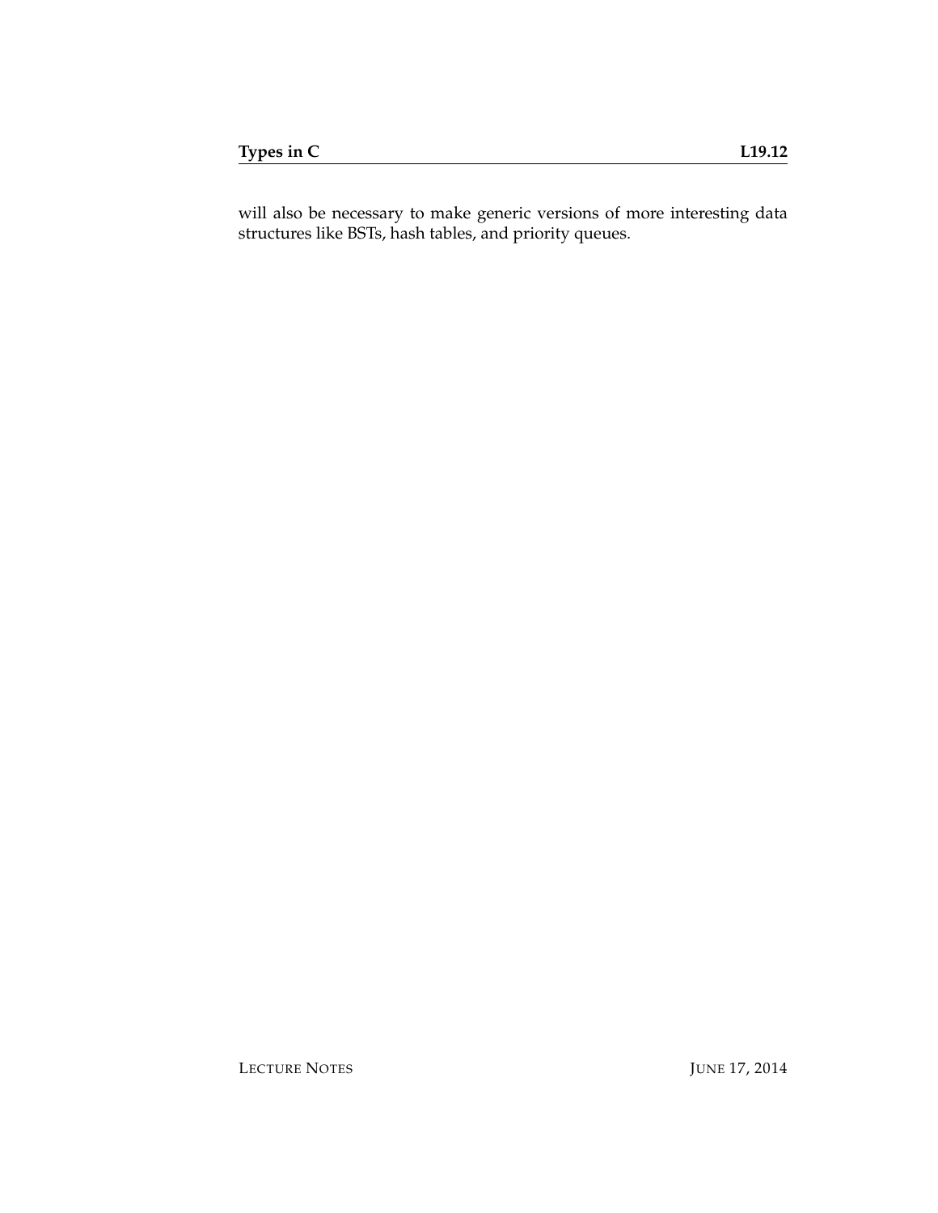will also be necessary to make generic versions of more interesting data structures like BSTs, hash tables, and priority queues.